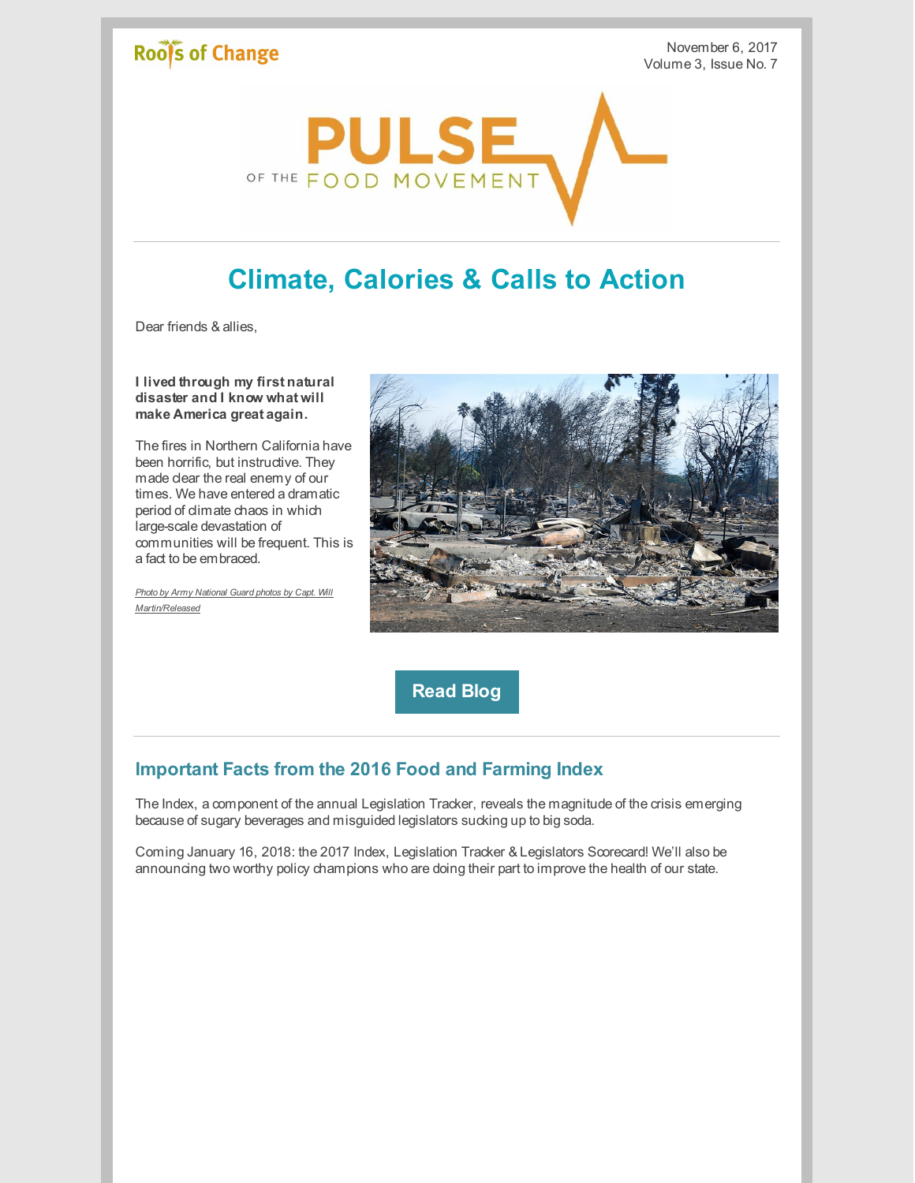Roots of Change

November 6, 2017
Volume 3, Issue No. 7

PULSE OF THE FOOD MOVEMENT

# Climate, Calories & Calls to Action

Dear friends & allies,

**I lived through my first natural disaster and I know what will make America great again.**

The fires in Northern California have been horrific, but instructive. They made clear the real enemy of our times. We have entered a dramatic period of climate chaos in which large-scale devastation of communities will be frequent. This is a fact to be embraced.

*Photo by Army National Guard photos by Capt. Will Martin/Released*

Read Blog

## Important Facts from the 2016 Food and Farming Index

The Index, a component of the annual Legislation Tracker, reveals the magnitude of the crisis emerging because of sugary beverages and misguided legislators sucking up to big soda.

Coming January 16, 2018: the 2017 Index, Legislation Tracker & Legislators Scorecard! We'll also be announcing two worthy policy champions who are doing their part to improve the health of our state.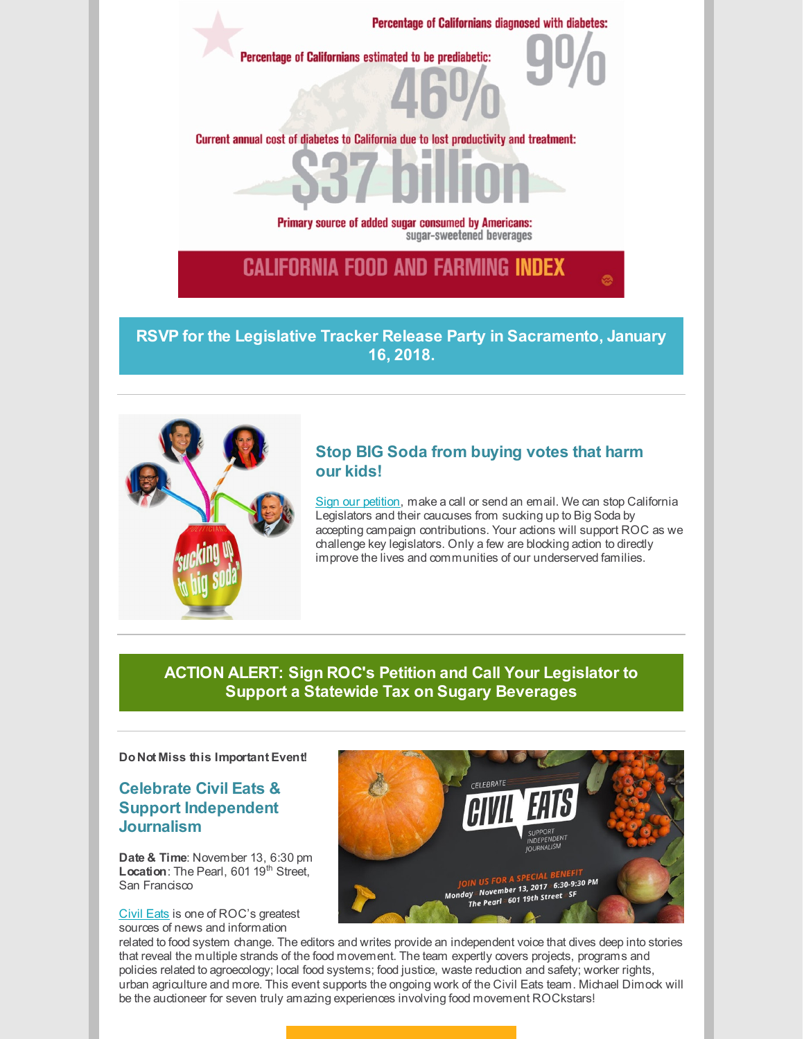Percentage of Californians diagnosed with diabetes: 9%

Percentage of Californians estimated to be prediabetic: 46%

Current annual cost of diabetes to California due to lost productivity and treatment: $37 billion

Primary source of added sugar consumed by Americans: sugar-sweetened beverages

CALIFORNIA FOOD AND FARMING INDEX

**RSVP for the Legislative Tracker Release Party in Sacramento, January 16, 2018.**

---

## Stop BIG Soda from buying votes that harm our kids!

Sign our petition, make a call or send an email. We can stop California Legislators and their caucuses from sucking up to Big Soda by accepting campaign contributions. Your actions will support ROC as we challenge key legislators. Only a few are blocking action to directly improve the lives and communities of our underserved families.

---

**ACTION ALERT: Sign ROC's Petition and Call Your Legislator to Support a Statewide Tax on Sugary Beverages**

---

**Do Not Miss this Important Event!**

## Celebrate Civil Eats & Support Independent Journalism

**Date & Time**: November 13, 6:30 pm
**Location**: The Pearl, 601 19th Street, San Francisco

Civil Eats is one of ROC's greatest sources of news and information related to food system change. The editors and writes provide an independent voice that dives deep into stories that reveal the multiple strands of the food movement. The team expertly covers projects, programs and policies related to agroecology; local food systems; food justice, waste reduction and safety; worker rights, urban agriculture and more. This event supports the ongoing work of the Civil Eats team. Michael Dimock will be the auctioneer for seven truly amazing experiences involving food movement ROCkstars!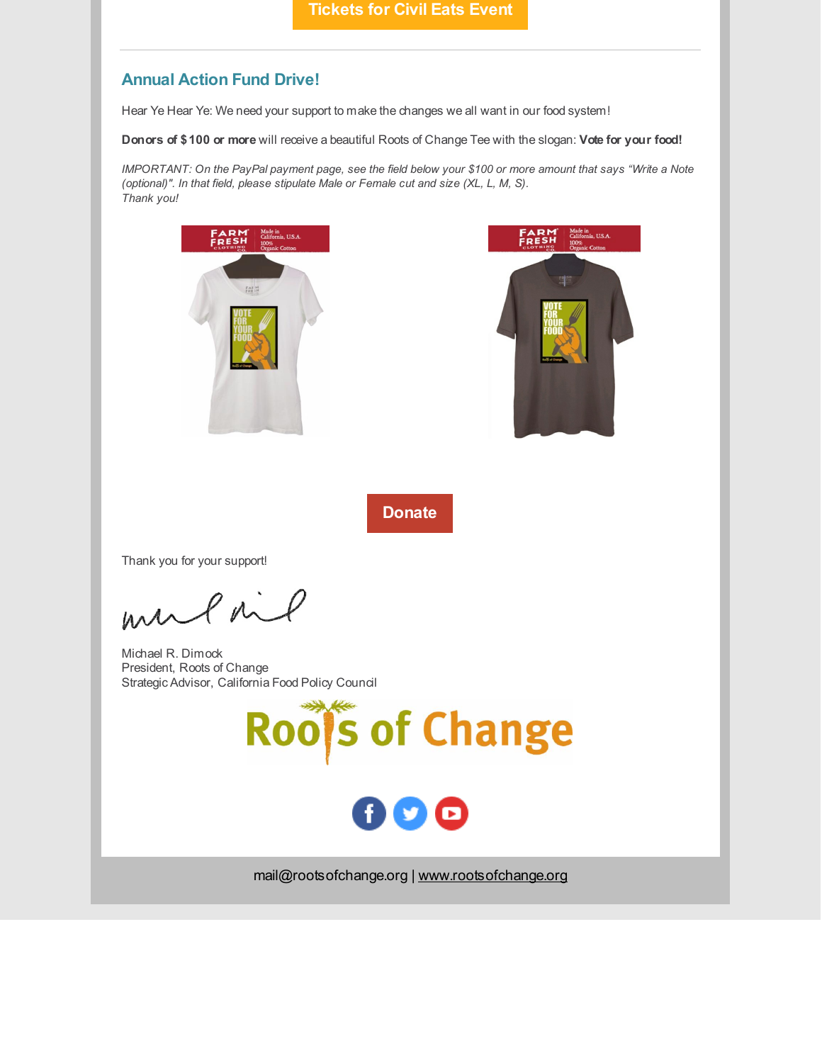Tickets for Civil Eats Event

## Annual Action Fund Drive!

Hear Ye Hear Ye: We need your support to make the changes we all want in our food system!

**Donors of $100 or more** will receive a beautiful Roots of Change Tee with the slogan: **Vote for your food!**

*IMPORTANT: On the PayPal payment page, see the field below your $100 or more amount that says "Write a Note (optional)". In that field, please stipulate Male or Female cut and size (XL, L, M, S).*
*Thank you!*

Donate

Thank you for your support!

Michael R. Dimock
President, Roots of Change
Strategic Advisor, California Food Policy Council

Roots of Change

mail@rootsofchange.org | www.rootsofchange.org